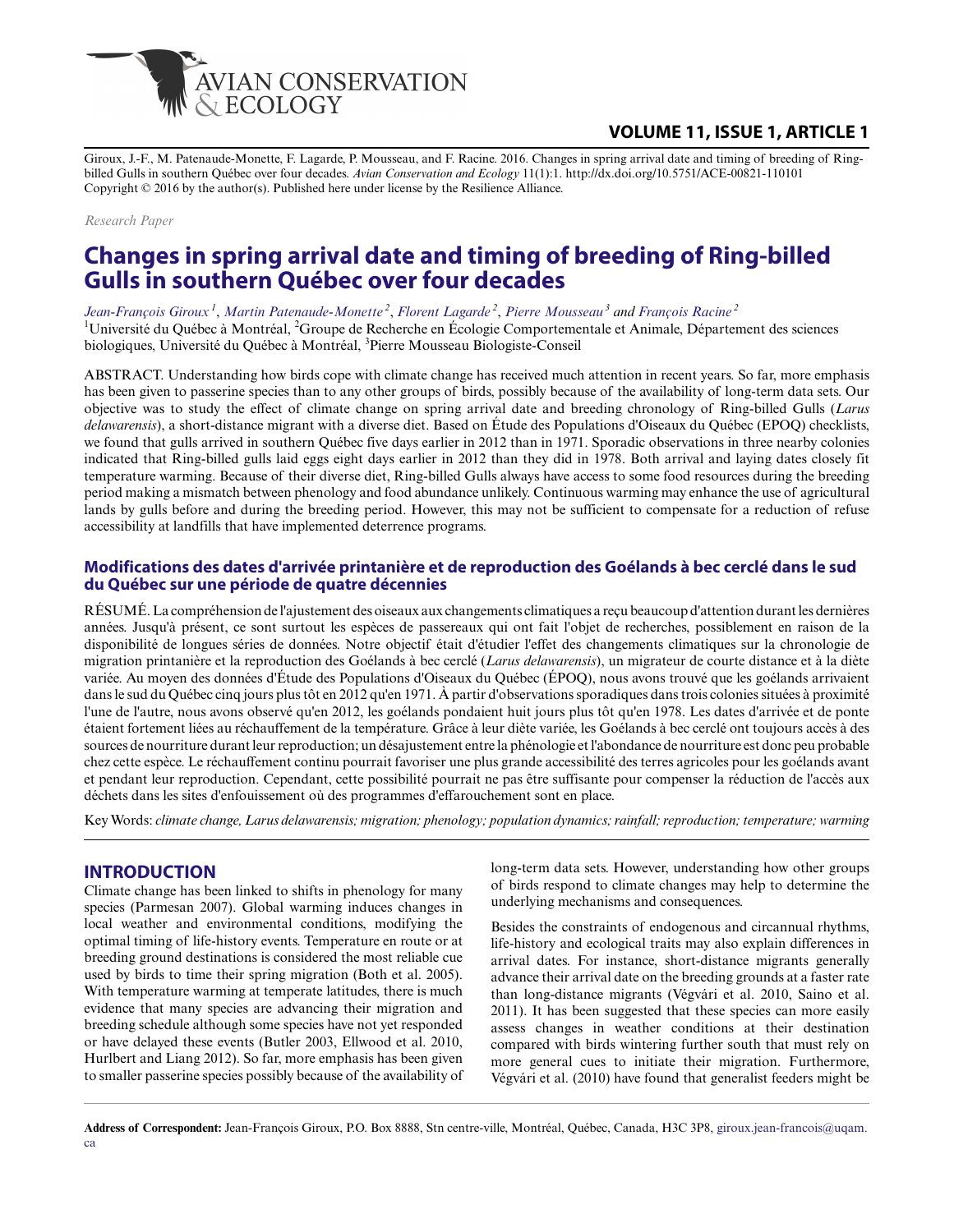Giroux, J.-F., M. Patenaude-Monette, F. Lagarde, P. Mousseau, and F. Racine. 2016. Changes in spring arrival date and timing of breeding of Ring-billed Gulls in southern Québec over four decades. *Avian Conservation and Ecology* 11(1):1. http://dx.doi.org/10.5751/ACE-00821-110101
Copyright © 2016 by the author(s). Published here under license by the Resilience Alliance.

*Research Paper*

# Changes in spring arrival date and timing of breeding of Ring-billed Gulls in southern Québec over four decades

*Jean-François Giroux*[1], *Martin Patenaude-Monette*[2], *Florent Lagarde*[2], *Pierre Mousseau*[3] and *François Racine*[2]

[1]Université du Québec à Montréal, [2]Groupe de Recherche en Écologie Comportementale et Animale, Département des sciences biologiques, Université du Québec à Montréal, [3]Pierre Mousseau Biologiste-Conseil

ABSTRACT. Understanding how birds cope with climate change has received much attention in recent years. So far, more emphasis has been given to passerine species than to any other groups of birds, possibly because of the availability of long-term data sets. Our objective was to study the effect of climate change on spring arrival date and breeding chronology of Ring-billed Gulls (*Larus delawarensis*), a short-distance migrant with a diverse diet. Based on Étude des Populations d'Oiseaux du Québec (EPOQ) checklists, we found that gulls arrived in southern Québec five days earlier in 2012 than in 1971. Sporadic observations in three nearby colonies indicated that Ring-billed gulls laid eggs eight days earlier in 2012 than they did in 1978. Both arrival and laying dates closely fit temperature warming. Because of their diverse diet, Ring-billed Gulls always have access to some food resources during the breeding period making a mismatch between phenology and food abundance unlikely. Continuous warming may enhance the use of agricultural lands by gulls before and during the breeding period. However, this may not be sufficient to compensate for a reduction of refuse accessibility at landfills that have implemented deterrence programs.

## Modifications des dates d'arrivée printanière et de reproduction des Goélands à bec cerclé dans le sud du Québec sur une période de quatre décennies

RÉSUMÉ. La compréhension de l'ajustement des oiseaux aux changements climatiques a reçu beaucoup d'attention durant les dernières années. Jusqu'à présent, ce sont surtout les espèces de passereaux qui ont fait l'objet de recherches, possiblement en raison de la disponibilité de longues séries de données. Notre objectif était d'étudier l'effet des changements climatiques sur la chronologie de migration printanière et la reproduction des Goélands à bec cerclé (*Larus delawarensis*), un migrateur de courte distance et à la diète variée. Au moyen des données d'Étude des Populations d'Oiseaux du Québec (ÉPOQ), nous avons trouvé que les goélands arrivaient dans le sud du Québec cinq jours plus tôt en 2012 qu'en 1971. À partir d'observations sporadiques dans trois colonies situées à proximité l'une de l'autre, nous avons observé qu'en 2012, les goélands pondaient huit jours plus tôt qu'en 1978. Les dates d'arrivée et de ponte étaient fortement liées au réchauffement de la température. Grâce à leur diète variée, les Goélands à bec cerclé ont toujours accès à des sources de nourriture durant leur reproduction; un désajustement entre la phénologie et l'abondance de nourriture est donc peu probable chez cette espèce. Le réchauffement continu pourrait favoriser une plus grande accessibilité des terres agricoles pour les goélands avant et pendant leur reproduction. Cependant, cette possibilité pourrait ne pas être suffisante pour compenser la réduction de l'accès aux déchets dans les sites d'enfouissement où des programmes d'effarouchement sont en place.

Key Words: *climate change, Larus delawarensis; migration; phenology; population dynamics; rainfall; reproduction; temperature; warming*

## INTRODUCTION

Climate change has been linked to shifts in phenology for many species (Parmesan 2007). Global warming induces changes in local weather and environmental conditions, modifying the optimal timing of life-history events. Temperature en route or at breeding ground destinations is considered the most reliable cue used by birds to time their spring migration (Both et al. 2005). With temperature warming at temperate latitudes, there is much evidence that many species are advancing their migration and breeding schedule although some species have not yet responded or have delayed these events (Butler 2003, Ellwood et al. 2010, Hurlbert and Liang 2012). So far, more emphasis has been given to smaller passerine species possibly because of the availability of long-term data sets. However, understanding how other groups of birds respond to climate changes may help to determine the underlying mechanisms and consequences.

Besides the constraints of endogenous and circannual rhythms, life-history and ecological traits may also explain differences in arrival dates. For instance, short-distance migrants generally advance their arrival date on the breeding grounds at a faster rate than long-distance migrants (Végvári et al. 2010, Saino et al. 2011). It has been suggested that these species can more easily assess changes in weather conditions at their destination compared with birds wintering further south that must rely on more general cues to initiate their migration. Furthermore, Végvári et al. (2010) have found that generalist feeders might be

**Address of Correspondent:** Jean-François Giroux, P.O. Box 8888, Stn centre-ville, Montréal, Québec, Canada, H3C 3P8, giroux.jean-francois@uqam.ca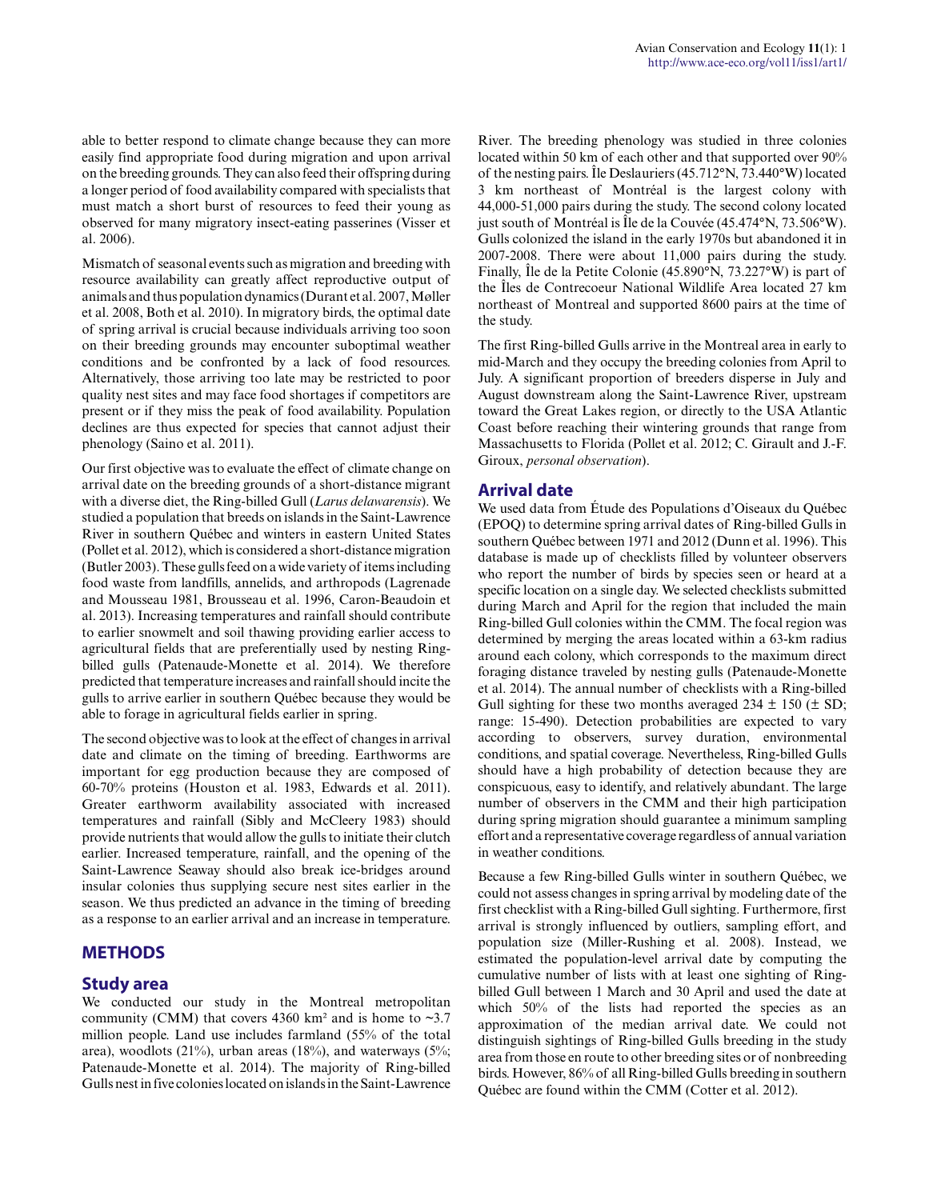able to better respond to climate change because they can more easily find appropriate food during migration and upon arrival on the breeding grounds. They can also feed their offspring during a longer period of food availability compared with specialists that must match a short burst of resources to feed their young as observed for many migratory insect-eating passerines (Visser et al. 2006).

Mismatch of seasonal events such as migration and breeding with resource availability can greatly affect reproductive output of animals and thus population dynamics (Durant et al. 2007, Møller et al. 2008, Both et al. 2010). In migratory birds, the optimal date of spring arrival is crucial because individuals arriving too soon on their breeding grounds may encounter suboptimal weather conditions and be confronted by a lack of food resources. Alternatively, those arriving too late may be restricted to poor quality nest sites and may face food shortages if competitors are present or if they miss the peak of food availability. Population declines are thus expected for species that cannot adjust their phenology (Saino et al. 2011).

Our first objective was to evaluate the effect of climate change on arrival date on the breeding grounds of a short-distance migrant with a diverse diet, the Ring-billed Gull (*Larus delawarensis*). We studied a population that breeds on islands in the Saint-Lawrence River in southern Québec and winters in eastern United States (Pollet et al. 2012), which is considered a short-distance migration (Butler 2003). These gulls feed on a wide variety of items including food waste from landfills, annelids, and arthropods (Lagrenade and Mousseau 1981, Brousseau et al. 1996, Caron-Beaudoin et al. 2013). Increasing temperatures and rainfall should contribute to earlier snowmelt and soil thawing providing earlier access to agricultural fields that are preferentially used by nesting Ring-billed gulls (Patenaude-Monette et al. 2014). We therefore predicted that temperature increases and rainfall should incite the gulls to arrive earlier in southern Québec because they would be able to forage in agricultural fields earlier in spring.

The second objective was to look at the effect of changes in arrival date and climate on the timing of breeding. Earthworms are important for egg production because they are composed of 60-70% proteins (Houston et al. 1983, Edwards et al. 2011). Greater earthworm availability associated with increased temperatures and rainfall (Sibly and McCleery 1983) should provide nutrients that would allow the gulls to initiate their clutch earlier. Increased temperature, rainfall, and the opening of the Saint-Lawrence Seaway should also break ice-bridges around insular colonies thus supplying secure nest sites earlier in the season. We thus predicted an advance in the timing of breeding as a response to an earlier arrival and an increase in temperature.

## METHODS

### Study area

We conducted our study in the Montreal metropolitan community (CMM) that covers 4360 km² and is home to ~3.7 million people. Land use includes farmland (55% of the total area), woodlots (21%), urban areas (18%), and waterways (5%; Patenaude-Monette et al. 2014). The majority of Ring-billed Gulls nest in five colonies located on islands in the Saint-Lawrence River. The breeding phenology was studied in three colonies located within 50 km of each other and that supported over 90% of the nesting pairs. Île Deslauriers (45.712°N, 73.440°W) located 3 km northeast of Montréal is the largest colony with 44,000-51,000 pairs during the study. The second colony located just south of Montréal is Île de la Couvée (45.474°N, 73.506°W). Gulls colonized the island in the early 1970s but abandoned it in 2007-2008. There were about 11,000 pairs during the study. Finally, Île de la Petite Colonie (45.890°N, 73.227°W) is part of the Îles de Contrecoeur National Wildlife Area located 27 km northeast of Montreal and supported 8600 pairs at the time of the study.

The first Ring-billed Gulls arrive in the Montreal area in early to mid-March and they occupy the breeding colonies from April to July. A significant proportion of breeders disperse in July and August downstream along the Saint-Lawrence River, upstream toward the Great Lakes region, or directly to the USA Atlantic Coast before reaching their wintering grounds that range from Massachusetts to Florida (Pollet et al. 2012; C. Girault and J.-F. Giroux, *personal observation*).

### Arrival date

We used data from Étude des Populations d'Oiseaux du Québec (EPOQ) to determine spring arrival dates of Ring-billed Gulls in southern Québec between 1971 and 2012 (Dunn et al. 1996). This database is made up of checklists filled by volunteer observers who report the number of birds by species seen or heard at a specific location on a single day. We selected checklists submitted during March and April for the region that included the main Ring-billed Gull colonies within the CMM. The focal region was determined by merging the areas located within a 63-km radius around each colony, which corresponds to the maximum direct foraging distance traveled by nesting gulls (Patenaude-Monette et al. 2014). The annual number of checklists with a Ring-billed Gull sighting for these two months averaged 234 ± 150 (± SD; range: 15-490). Detection probabilities are expected to vary according to observers, survey duration, environmental conditions, and spatial coverage. Nevertheless, Ring-billed Gulls should have a high probability of detection because they are conspicuous, easy to identify, and relatively abundant. The large number of observers in the CMM and their high participation during spring migration should guarantee a minimum sampling effort and a representative coverage regardless of annual variation in weather conditions.

Because a few Ring-billed Gulls winter in southern Québec, we could not assess changes in spring arrival by modeling date of the first checklist with a Ring-billed Gull sighting. Furthermore, first arrival is strongly influenced by outliers, sampling effort, and population size (Miller-Rushing et al. 2008). Instead, we estimated the population-level arrival date by computing the cumulative number of lists with at least one sighting of Ring-billed Gull between 1 March and 30 April and used the date at which 50% of the lists had reported the species as an approximation of the median arrival date. We could not distinguish sightings of Ring-billed Gulls breeding in the study area from those en route to other breeding sites or of nonbreeding birds. However, 86% of all Ring-billed Gulls breeding in southern Québec are found within the CMM (Cotter et al. 2012).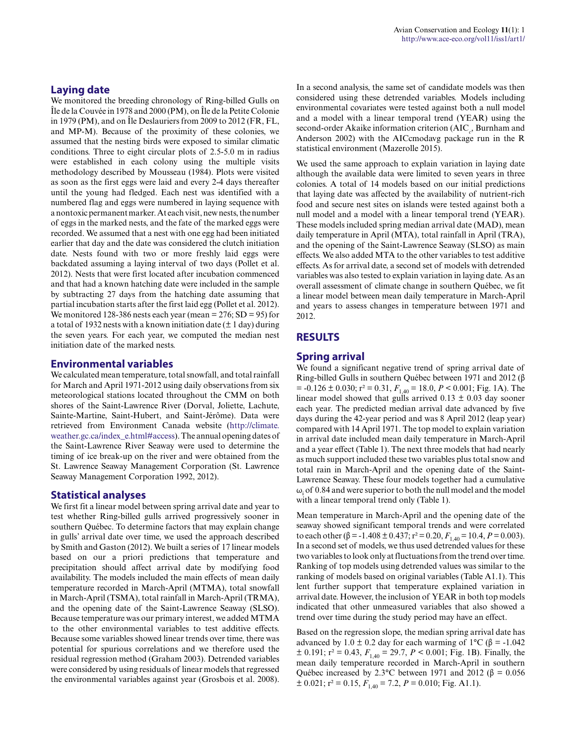### Laying date

We monitored the breeding chronology of Ring-billed Gulls on Île de la Couvée in 1978 and 2000 (PM), on Île de la Petite Colonie in 1979 (PM), and on Île Deslauriers from 2009 to 2012 (FR, FL, and MP-M). Because of the proximity of these colonies, we assumed that the nesting birds were exposed to similar climatic conditions. Three to eight circular plots of 2.5-5.0 m in radius were established in each colony using the multiple visits methodology described by Mousseau (1984). Plots were visited as soon as the first eggs were laid and every 2-4 days thereafter until the young had fledged. Each nest was identified with a numbered flag and eggs were numbered in laying sequence with a nontoxic permanent marker. At each visit, new nests, the number of eggs in the marked nests, and the fate of the marked eggs were recorded. We assumed that a nest with one egg had been initiated earlier that day and the date was considered the clutch initiation date. Nests found with two or more freshly laid eggs were backdated assuming a laying interval of two days (Pollet et al. 2012). Nests that were first located after incubation commenced and that had a known hatching date were included in the sample by subtracting 27 days from the hatching date assuming that partial incubation starts after the first laid egg (Pollet et al. 2012). We monitored 128-386 nests each year (mean = 276; SD = 95) for a total of 1932 nests with a known initiation date (± 1 day) during the seven years. For each year, we computed the median nest initiation date of the marked nests.

### Environmental variables

We calculated mean temperature, total snowfall, and total rainfall for March and April 1971-2012 using daily observations from six meteorological stations located throughout the CMM on both shores of the Saint-Lawrence River (Dorval, Joliette, Lachute, Sainte-Martine, Saint-Hubert, and Saint-Jérôme). Data were retrieved from Environment Canada website (http://climate.weather.gc.ca/index_e.html#access). The annual opening dates of the Saint-Lawrence River Seaway were used to determine the timing of ice break-up on the river and were obtained from the St. Lawrence Seaway Management Corporation (St. Lawrence Seaway Management Corporation 1992, 2012).

### Statistical analyses

We first fit a linear model between spring arrival date and year to test whether Ring-billed gulls arrived progressively sooner in southern Québec. To determine factors that may explain change in gulls' arrival date over time, we used the approach described by Smith and Gaston (2012). We built a series of 17 linear models based on our a priori predictions that temperature and precipitation should affect arrival date by modifying food availability. The models included the main effects of mean daily temperature recorded in March-April (MTMA), total snowfall in March-April (TSMA), total rainfall in March-April (TRMA), and the opening date of the Saint-Lawrence Seaway (SLSO). Because temperature was our primary interest, we added MTMA to the other environmental variables to test additive effects. Because some variables showed linear trends over time, there was potential for spurious correlations and we therefore used the residual regression method (Graham 2003). Detrended variables were considered by using residuals of linear models that regressed the environmental variables against year (Grosbois et al. 2008).

In a second analysis, the same set of candidate models was then considered using these detrended variables. Models including environmental covariates were tested against both a null model and a model with a linear temporal trend (YEAR) using the second-order Akaike information criterion ($AIC_c$, Burnham and Anderson 2002) with the AICcmodavg package run in the R statistical environment (Mazerolle 2015).

We used the same approach to explain variation in laying date although the available data were limited to seven years in three colonies. A total of 14 models based on our initial predictions that laying date was affected by the availability of nutrient-rich food and secure nest sites on islands were tested against both a null model and a model with a linear temporal trend (YEAR). These models included spring median arrival date (MAD), mean daily temperature in April (MTA), total rainfall in April (TRA), and the opening of the Saint-Lawrence Seaway (SLSO) as main effects. We also added MTA to the other variables to test additive effects. As for arrival date, a second set of models with detrended variables was also tested to explain variation in laying date. As an overall assessment of climate change in southern Québec, we fit a linear model between mean daily temperature in March-April and years to assess changes in temperature between 1971 and 2012.

## RESULTS

### Spring arrival

We found a significant negative trend of spring arrival date of Ring-billed Gulls in southern Québec between 1971 and 2012 ($\beta = -0.126 \pm 0.030$; $r^2 = 0.31$, $F_{1,40} = 18.0$, $P < 0.001$; Fig. 1A). The linear model showed that gulls arrived 0.13 ± 0.03 day sooner each year. The predicted median arrival date advanced by five days during the 42-year period and was 8 April 2012 (leap year) compared with 14 April 1971. The top model to explain variation in arrival date included mean daily temperature in March-April and a year effect (Table 1). The next three models that had nearly as much support included these two variables plus total snow and total rain in March-April and the opening date of the Saint-Lawrence Seaway. These four models together had a cumulative $\omega_i$ of 0.84 and were superior to both the null model and the model with a linear temporal trend only (Table 1).

Mean temperature in March-April and the opening date of the seaway showed significant temporal trends and were correlated to each other ($\beta = -1.408 \pm 0.437$; $r^2 = 0.20$, $F_{1,40} = 10.4$, $P = 0.003$). In a second set of models, we thus used detrended values for these two variables to look only at fluctuations from the trend over time. Ranking of top models using detrended values was similar to the ranking of models based on original variables (Table A1.1). This lent further support that temperature explained variation in arrival date. However, the inclusion of YEAR in both top models indicated that other unmeasured variables that also showed a trend over time during the study period may have an effect.

Based on the regression slope, the median spring arrival date has advanced by 1.0 ± 0.2 day for each warming of 1°C ($\beta = -1.042 \pm 0.191$; $r^2 = 0.43$, $F_{1,40} = 29.7$, $P < 0.001$; Fig. 1B). Finally, the mean daily temperature recorded in March-April in southern Québec increased by 2.3°C between 1971 and 2012 ($\beta = 0.056 \pm 0.021$; $r^2 = 0.15$, $F_{1,40} = 7.2$, $P = 0.010$; Fig. A1.1).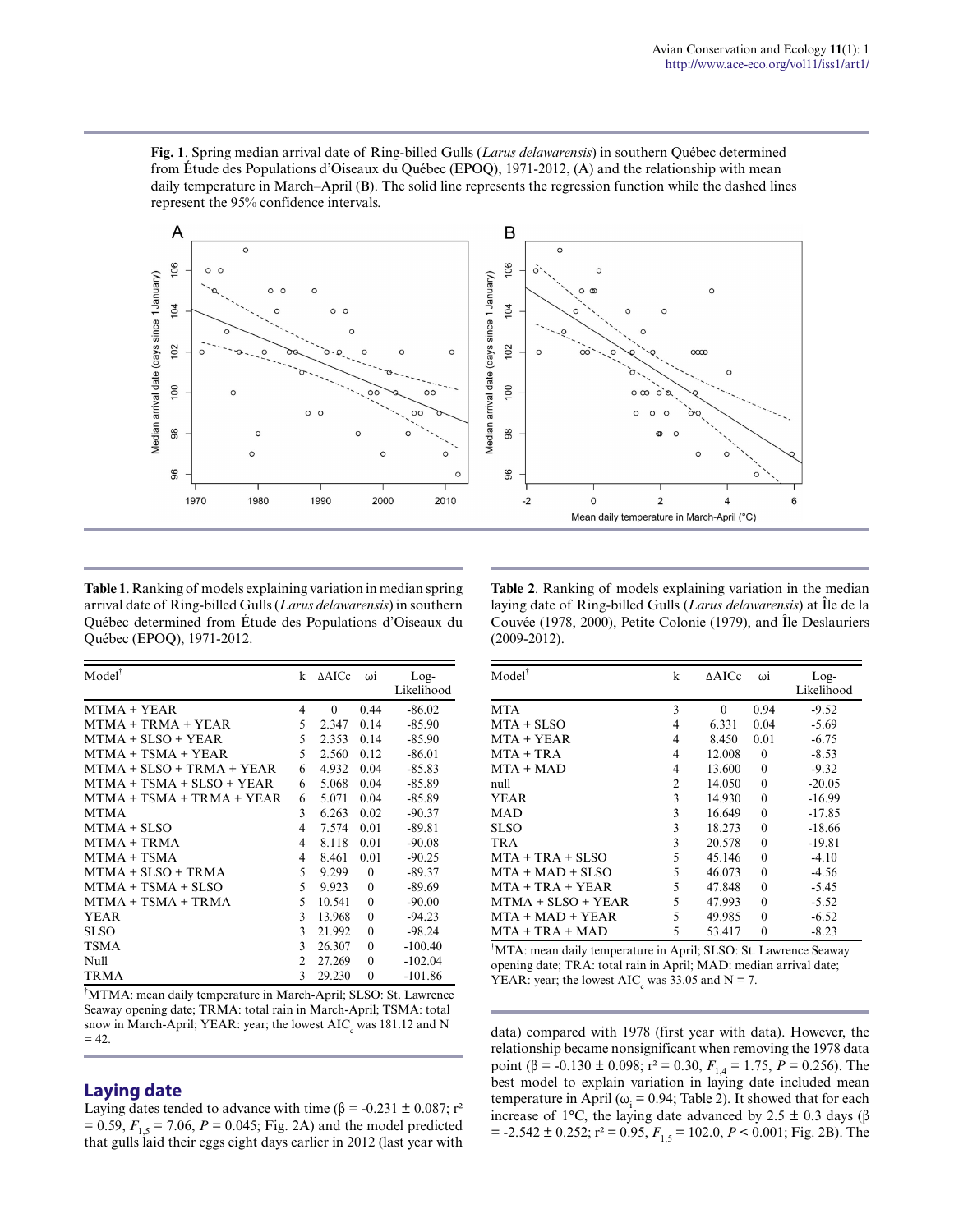**Fig. 1**. Spring median arrival date of Ring-billed Gulls (*Larus delawarensis*) in southern Québec determined from Étude des Populations d'Oiseaux du Québec (EPOQ), 1971-2012, (A) and the relationship with mean daily temperature in March–April (B). The solid line represents the regression function while the dashed lines represent the 95% confidence intervals.

**Table 1**. Ranking of models explaining variation in median spring arrival date of Ring-billed Gulls (*Larus delawarensis*) in southern Québec determined from Étude des Populations d'Oiseaux du Québec (EPOQ), 1971-2012.

| Model[†] | k | ΔAICc | ωi | Log-Likelihood |
|---|---|---|---|---|
| MTMA + YEAR | 4 | 0 | 0.44 | -86.02 |
| MTMA + TRMA + YEAR | 5 | 2.347 | 0.14 | -85.90 |
| MTMA + SLSO + YEAR | 5 | 2.353 | 0.14 | -85.90 |
| MTMA + TSMA + YEAR | 5 | 2.560 | 0.12 | -86.01 |
| MTMA + SLSO + TRMA + YEAR | 6 | 4.932 | 0.04 | -85.83 |
| MTMA + TSMA + SLSO + YEAR | 6 | 5.068 | 0.04 | -85.89 |
| MTMA + TSMA + TRMA + YEAR | 6 | 5.071 | 0.04 | -85.89 |
| MTMA | 3 | 6.263 | 0.02 | -90.37 |
| MTMA + SLSO | 4 | 7.574 | 0.01 | -89.81 |
| MTMA + TRMA | 4 | 8.118 | 0.01 | -90.08 |
| MTMA + TSMA | 4 | 8.461 | 0.01 | -90.25 |
| MTMA + SLSO + TRMA | 5 | 9.299 | 0 | -89.37 |
| MTMA + TSMA + SLSO | 5 | 9.923 | 0 | -89.69 |
| MTMA + TSMA + TRMA | 5 | 10.541 | 0 | -90.00 |
| YEAR | 3 | 13.968 | 0 | -94.23 |
| SLSO | 3 | 21.992 | 0 | -98.24 |
| TSMA | 3 | 26.307 | 0 | -100.40 |
| Null | 2 | 27.269 | 0 | -102.04 |
| TRMA | 3 | 29.230 | 0 | -101.86 |

[†]MTMA: mean daily temperature in March-April; SLSO: St. Lawrence Seaway opening date; TRMA: total rain in March-April; TSMA: total snow in March-April; YEAR: year; the lowest $AIC_c$ was 181.12 and N = 42.

## Laying date

Laying dates tended to advance with time (β = -0.231 ± 0.087; $r^2$ = 0.59, $F_{1,5}$ = 7.06, $P$ = 0.045; Fig. 2A) and the model predicted that gulls laid their eggs eight days earlier in 2012 (last year with data) compared with 1978 (first year with data). However, the relationship became nonsignificant when removing the 1978 data point (β = -0.130 ± 0.098; $r^2$ = 0.30, $F_{1,4}$ = 1.75, $P$ = 0.256). The best model to explain variation in laying date included mean temperature in April ($\omega_i$ = 0.94; Table 2). It showed that for each increase of 1°C, the laying date advanced by 2.5 ± 0.3 days (β = -2.542 ± 0.252; $r^2$ = 0.95, $F_{1,5}$ = 102.0, $P$ < 0.001; Fig. 2B). The

**Table 2**. Ranking of models explaining variation in the median laying date of Ring-billed Gulls (*Larus delawarensis*) at Île de la Couvée (1978, 2000), Petite Colonie (1979), and Île Deslauriers (2009-2012).

| Model[†] | k | ΔAICc | ωi | Log-Likelihood |
|---|---|---|---|---|
| MTA | 3 | 0 | 0.94 | -9.52 |
| MTA + SLSO | 4 | 6.331 | 0.04 | -5.69 |
| MTA + YEAR | 4 | 8.450 | 0.01 | -6.75 |
| MTA + TRA | 4 | 12.008 | 0 | -8.53 |
| MTA + MAD | 4 | 13.600 | 0 | -9.32 |
| null | 2 | 14.050 | 0 | -20.05 |
| YEAR | 3 | 14.930 | 0 | -16.99 |
| MAD | 3 | 16.649 | 0 | -17.85 |
| SLSO | 3 | 18.273 | 0 | -18.66 |
| TRA | 3 | 20.578 | 0 | -19.81 |
| MTA + TRA + SLSO | 5 | 45.146 | 0 | -4.10 |
| MTA + MAD + SLSO | 5 | 46.073 | 0 | -4.56 |
| MTA + TRA + YEAR | 5 | 47.848 | 0 | -5.45 |
| MTMA + SLSO + YEAR | 5 | 47.993 | 0 | -5.52 |
| MTA + MAD + YEAR | 5 | 49.985 | 0 | -6.52 |
| MTA + TRA + MAD | 5 | 53.417 | 0 | -8.23 |

[†]MTA: mean daily temperature in April; SLSO: St. Lawrence Seaway opening date; TRA: total rain in April; MAD: median arrival date; YEAR: year; the lowest $AIC_c$ was 33.05 and N = 7.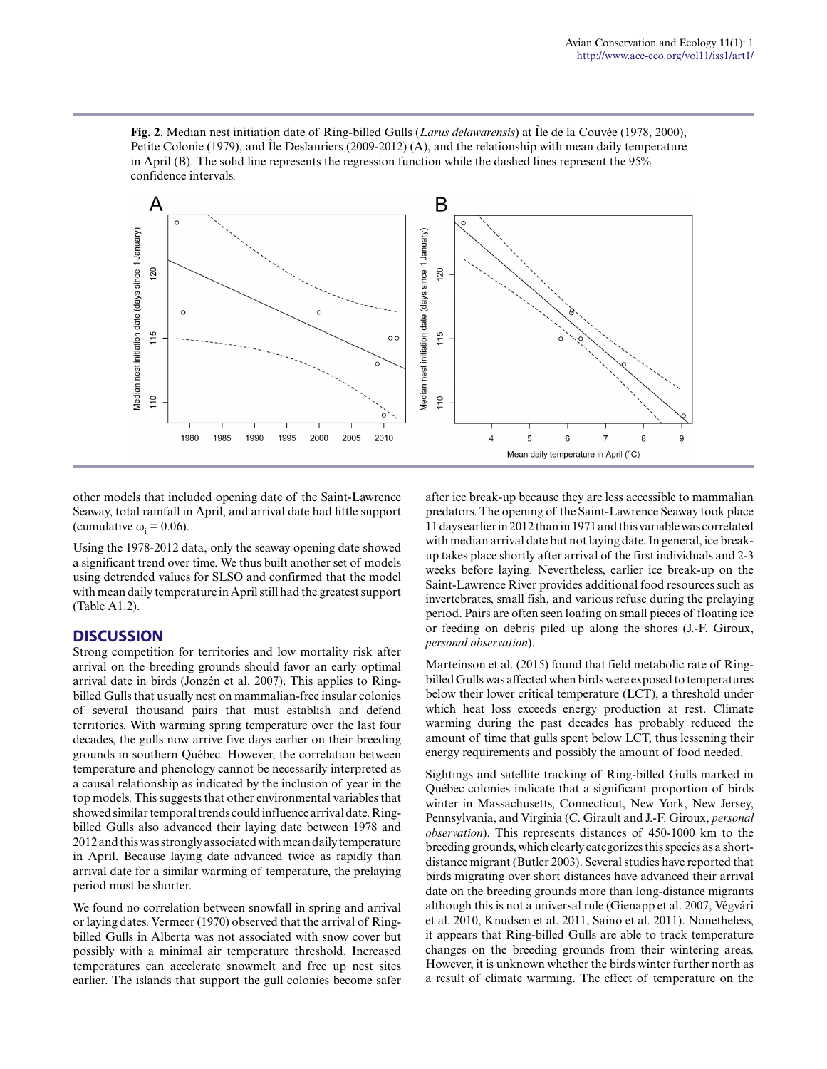**Fig. 2**. Median nest initiation date of Ring-billed Gulls (*Larus delawarensis*) at Île de la Couvée (1978, 2000), Petite Colonie (1979), and Île Deslauriers (2009-2012) (A), and the relationship with mean daily temperature in April (B). The solid line represents the regression function while the dashed lines represent the 95% confidence intervals.

other models that included opening date of the Saint-Lawrence Seaway, total rainfall in April, and arrival date had little support (cumulative $\omega_i = 0.06$).

Using the 1978-2012 data, only the seaway opening date showed a significant trend over time. We thus built another set of models using detrended values for SLSO and confirmed that the model with mean daily temperature in April still had the greatest support (Table A1.2).

## DISCUSSION

Strong competition for territories and low mortality risk after arrival on the breeding grounds should favor an early optimal arrival date in birds (Jonzén et al. 2007). This applies to Ring-billed Gulls that usually nest on mammalian-free insular colonies of several thousand pairs that must establish and defend territories. With warming spring temperature over the last four decades, the gulls now arrive five days earlier on their breeding grounds in southern Québec. However, the correlation between temperature and phenology cannot be necessarily interpreted as a causal relationship as indicated by the inclusion of year in the top models. This suggests that other environmental variables that showed similar temporal trends could influence arrival date. Ring-billed Gulls also advanced their laying date between 1978 and 2012 and this was strongly associated with mean daily temperature in April. Because laying date advanced twice as rapidly than arrival date for a similar warming of temperature, the prelaying period must be shorter.

We found no correlation between snowfall in spring and arrival or laying dates. Vermeer (1970) observed that the arrival of Ring-billed Gulls in Alberta was not associated with snow cover but possibly with a minimal air temperature threshold. Increased temperatures can accelerate snowmelt and free up nest sites earlier. The islands that support the gull colonies become safer after ice break-up because they are less accessible to mammalian predators. The opening of the Saint-Lawrence Seaway took place 11 days earlier in 2012 than in 1971 and this variable was correlated with median arrival date but not laying date. In general, ice break-up takes place shortly after arrival of the first individuals and 2-3 weeks before laying. Nevertheless, earlier ice break-up on the Saint-Lawrence River provides additional food resources such as invertebrates, small fish, and various refuse during the prelaying period. Pairs are often seen loafing on small pieces of floating ice or feeding on debris piled up along the shores (J.-F. Giroux, *personal observation*).

Marteinson et al. (2015) found that field metabolic rate of Ring-billed Gulls was affected when birds were exposed to temperatures below their lower critical temperature (LCT), a threshold under which heat loss exceeds energy production at rest. Climate warming during the past decades has probably reduced the amount of time that gulls spent below LCT, thus lessening their energy requirements and possibly the amount of food needed.

Sightings and satellite tracking of Ring-billed Gulls marked in Québec colonies indicate that a significant proportion of birds winter in Massachusetts, Connecticut, New York, New Jersey, Pennsylvania, and Virginia (C. Girault and J.-F. Giroux, *personal observation*). This represents distances of 450-1000 km to the breeding grounds, which clearly categorizes this species as a short-distance migrant (Butler 2003). Several studies have reported that birds migrating over short distances have advanced their arrival date on the breeding grounds more than long-distance migrants although this is not a universal rule (Gienapp et al. 2007, Végvári et al. 2010, Knudsen et al. 2011, Saino et al. 2011). Nonetheless, it appears that Ring-billed Gulls are able to track temperature changes on the breeding grounds from their wintering areas. However, it is unknown whether the birds winter further north as a result of climate warming. The effect of temperature on the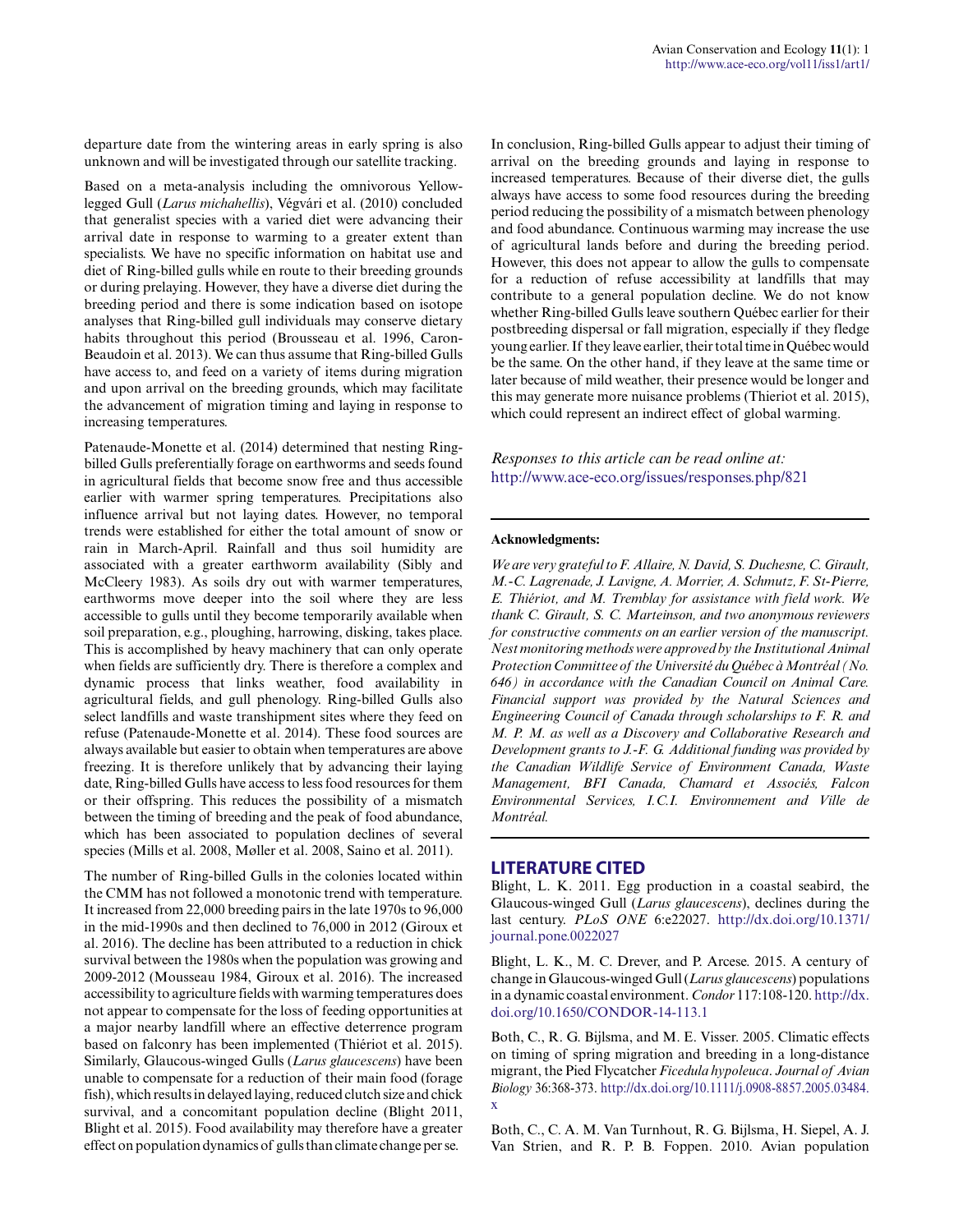departure date from the wintering areas in early spring is also unknown and will be investigated through our satellite tracking.

Based on a meta-analysis including the omnivorous Yellow-legged Gull (*Larus michahellis*), Végvári et al. (2010) concluded that generalist species with a varied diet were advancing their arrival date in response to warming to a greater extent than specialists. We have no specific information on habitat use and diet of Ring-billed gulls while en route to their breeding grounds or during prelaying. However, they have a diverse diet during the breeding period and there is some indication based on isotope analyses that Ring-billed gull individuals may conserve dietary habits throughout this period (Brousseau et al. 1996, Caron-Beaudoin et al. 2013). We can thus assume that Ring-billed Gulls have access to, and feed on a variety of items during migration and upon arrival on the breeding grounds, which may facilitate the advancement of migration timing and laying in response to increasing temperatures.

Patenaude-Monette et al. (2014) determined that nesting Ring-billed Gulls preferentially forage on earthworms and seeds found in agricultural fields that become snow free and thus accessible earlier with warmer spring temperatures. Precipitations also influence arrival but not laying dates. However, no temporal trends were established for either the total amount of snow or rain in March-April. Rainfall and thus soil humidity are associated with a greater earthworm availability (Sibly and McCleery 1983). As soils dry out with warmer temperatures, earthworms move deeper into the soil where they are less accessible to gulls until they become temporarily available when soil preparation, e.g., ploughing, harrowing, disking, takes place. This is accomplished by heavy machinery that can only operate when fields are sufficiently dry. There is therefore a complex and dynamic process that links weather, food availability in agricultural fields, and gull phenology. Ring-billed Gulls also select landfills and waste transhipment sites where they feed on refuse (Patenaude-Monette et al. 2014). These food sources are always available but easier to obtain when temperatures are above freezing. It is therefore unlikely that by advancing their laying date, Ring-billed Gulls have access to less food resources for them or their offspring. This reduces the possibility of a mismatch between the timing of breeding and the peak of food abundance, which has been associated to population declines of several species (Mills et al. 2008, Møller et al. 2008, Saino et al. 2011).

The number of Ring-billed Gulls in the colonies located within the CMM has not followed a monotonic trend with temperature. It increased from 22,000 breeding pairs in the late 1970s to 96,000 in the mid-1990s and then declined to 76,000 in 2012 (Giroux et al. 2016). The decline has been attributed to a reduction in chick survival between the 1980s when the population was growing and 2009-2012 (Mousseau 1984, Giroux et al. 2016). The increased accessibility to agriculture fields with warming temperatures does not appear to compensate for the loss of feeding opportunities at a major nearby landfill where an effective deterrence program based on falconry has been implemented (Thiériot et al. 2015). Similarly, Glaucous-winged Gulls (*Larus glaucescens*) have been unable to compensate for a reduction of their main food (forage fish), which results in delayed laying, reduced clutch size and chick survival, and a concomitant population decline (Blight 2011, Blight et al. 2015). Food availability may therefore have a greater effect on population dynamics of gulls than climate change per se.

In conclusion, Ring-billed Gulls appear to adjust their timing of arrival on the breeding grounds and laying in response to increased temperatures. Because of their diverse diet, the gulls always have access to some food resources during the breeding period reducing the possibility of a mismatch between phenology and food abundance. Continuous warming may increase the use of agricultural lands before and during the breeding period. However, this does not appear to allow the gulls to compensate for a reduction of refuse accessibility at landfills that may contribute to a general population decline. We do not know whether Ring-billed Gulls leave southern Québec earlier for their postbreeding dispersal or fall migration, especially if they fledge young earlier. If they leave earlier, their total time in Québec would be the same. On the other hand, if they leave at the same time or later because of mild weather, their presence would be longer and this may generate more nuisance problems (Thieriot et al. 2015), which could represent an indirect effect of global warming.

*Responses to this article can be read online at:*
http://www.ace-eco.org/issues/responses.php/821

**Acknowledgments:**

*We are very grateful to F. Allaire, N. David, S. Duchesne, C. Girault, M.-C. Lagrenade, J. Lavigne, A. Morrier, A. Schmutz, F. St-Pierre, E. Thiériot, and M. Tremblay for assistance with field work. We thank C. Girault, S. C. Marteinson, and two anonymous reviewers for constructive comments on an earlier version of the manuscript. Nest monitoring methods were approved by the Institutional Animal Protection Committee of the Université du Québec à Montréal (No. 646) in accordance with the Canadian Council on Animal Care. Financial support was provided by the Natural Sciences and Engineering Council of Canada through scholarships to F. R. and M. P. M. as well as a Discovery and Collaborative Research and Development grants to J.-F. G. Additional funding was provided by the Canadian Wildlife Service of Environment Canada, Waste Management, BFI Canada, Chamard et Associés, Falcon Environmental Services, I.C.I. Environnement and Ville de Montréal.*

## LITERATURE CITED

Blight, L. K. 2011. Egg production in a coastal seabird, the Glaucous-winged Gull (*Larus glaucescens*), declines during the last century. *PLoS ONE* 6:e22027. http://dx.doi.org/10.1371/journal.pone.0022027

Blight, L. K., M. C. Drever, and P. Arcese. 2015. A century of change in Glaucous-winged Gull (*Larus glaucescens*) populations in a dynamic coastal environment. *Condor* 117:108-120. http://dx.doi.org/10.1650/CONDOR-14-113.1

Both, C., R. G. Bijlsma, and M. E. Visser. 2005. Climatic effects on timing of spring migration and breeding in a long-distance migrant, the Pied Flycatcher *Ficedula hypoleuca*. *Journal of Avian Biology* 36:368-373. http://dx.doi.org/10.1111/j.0908-8857.2005.03484.x

Both, C., C. A. M. Van Turnhout, R. G. Bijlsma, H. Siepel, A. J. Van Strien, and R. P. B. Foppen. 2010. Avian population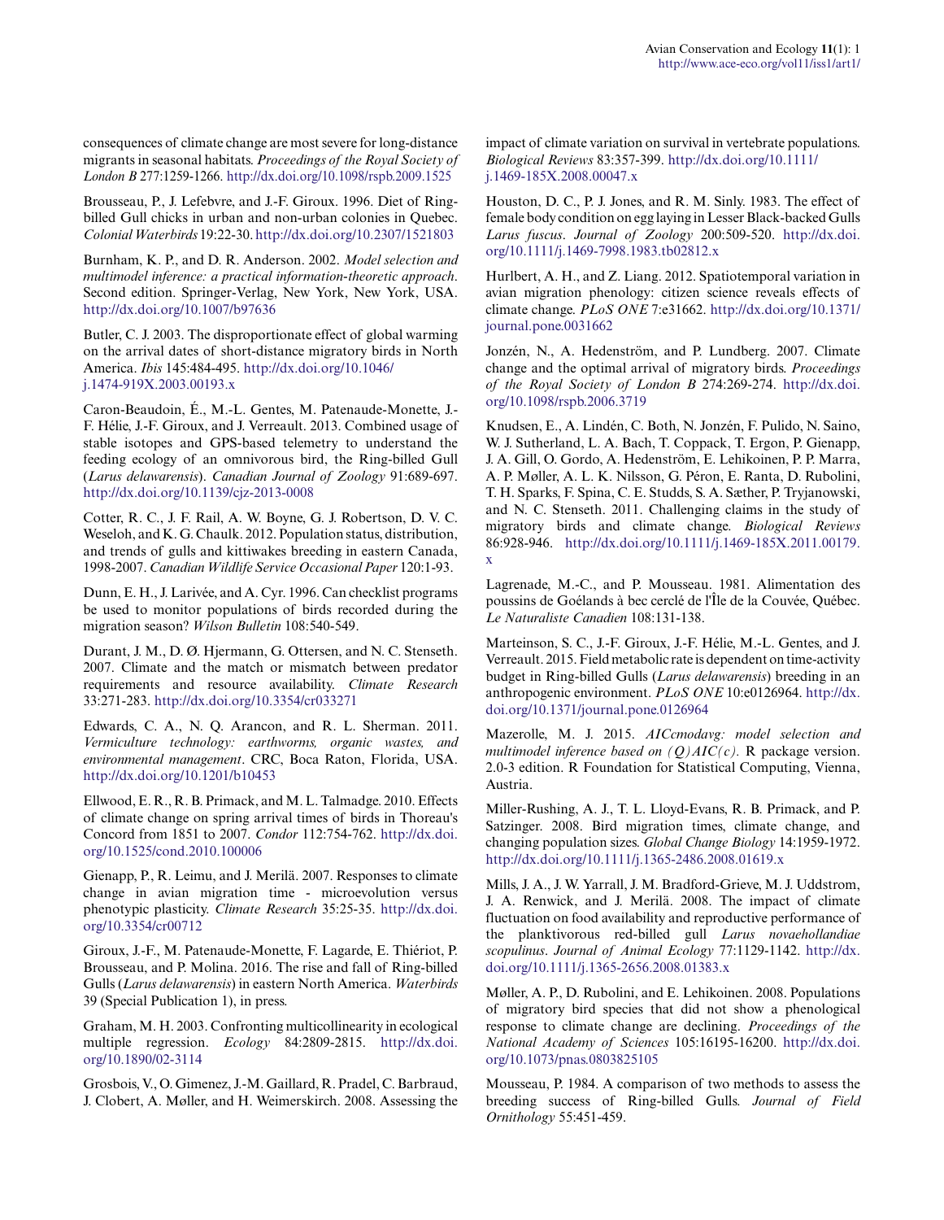consequences of climate change are most severe for long-distance migrants in seasonal habitats. *Proceedings of the Royal Society of London B* 277:1259-1266. http://dx.doi.org/10.1098/rspb.2009.1525

Brousseau, P., J. Lefebvre, and J.-F. Giroux. 1996. Diet of Ring-billed Gull chicks in urban and non-urban colonies in Quebec. *Colonial Waterbirds* 19:22-30. http://dx.doi.org/10.2307/1521803

Burnham, K. P., and D. R. Anderson. 2002. *Model selection and multimodel inference: a practical information-theoretic approach*. Second edition. Springer-Verlag, New York, New York, USA. http://dx.doi.org/10.1007/b97636

Butler, C. J. 2003. The disproportionate effect of global warming on the arrival dates of short-distance migratory birds in North America. *Ibis* 145:484-495. http://dx.doi.org/10.1046/j.1474-919X.2003.00193.x

Caron-Beaudoin, É., M.-L. Gentes, M. Patenaude-Monette, J.-F. Hélie, J.-F. Giroux, and J. Verreault. 2013. Combined usage of stable isotopes and GPS-based telemetry to understand the feeding ecology of an omnivorous bird, the Ring-billed Gull (*Larus delawarensis*). *Canadian Journal of Zoology* 91:689-697. http://dx.doi.org/10.1139/cjz-2013-0008

Cotter, R. C., J. F. Rail, A. W. Boyne, G. J. Robertson, D. V. C. Weseloh, and K. G. Chaulk. 2012. Population status, distribution, and trends of gulls and kittiwakes breeding in eastern Canada, 1998-2007. *Canadian Wildlife Service Occasional Paper* 120:1-93.

Dunn, E. H., J. Larivée, and A. Cyr. 1996. Can checklist programs be used to monitor populations of birds recorded during the migration season? *Wilson Bulletin* 108:540-549.

Durant, J. M., D. Ø. Hjermann, G. Ottersen, and N. C. Stenseth. 2007. Climate and the match or mismatch between predator requirements and resource availability. *Climate Research* 33:271-283. http://dx.doi.org/10.3354/cr033271

Edwards, C. A., N. Q. Arancon, and R. L. Sherman. 2011. *Vermiculture technology: earthworms, organic wastes, and environmental management*. CRC, Boca Raton, Florida, USA. http://dx.doi.org/10.1201/b10453

Ellwood, E. R., R. B. Primack, and M. L. Talmadge. 2010. Effects of climate change on spring arrival times of birds in Thoreau's Concord from 1851 to 2007. *Condor* 112:754-762. http://dx.doi.org/10.1525/cond.2010.100006

Gienapp, P., R. Leimu, and J. Merilä. 2007. Responses to climate change in avian migration time - microevolution versus phenotypic plasticity. *Climate Research* 35:25-35. http://dx.doi.org/10.3354/cr00712

Giroux, J.-F., M. Patenaude-Monette, F. Lagarde, E. Thiériot, P. Brousseau, and P. Molina. 2016. The rise and fall of Ring-billed Gulls (*Larus delawarensis*) in eastern North America. *Waterbirds* 39 (Special Publication 1), in press.

Graham, M. H. 2003. Confronting multicollinearity in ecological multiple regression. *Ecology* 84:2809-2815. http://dx.doi.org/10.1890/02-3114

Grosbois, V., O. Gimenez, J.-M. Gaillard, R. Pradel, C. Barbraud, J. Clobert, A. Møller, and H. Weimerskirch. 2008. Assessing the impact of climate variation on survival in vertebrate populations. *Biological Reviews* 83:357-399. http://dx.doi.org/10.1111/j.1469-185X.2008.00047.x

Houston, D. C., P. J. Jones, and R. M. Sinly. 1983. The effect of female body condition on egg laying in Lesser Black-backed Gulls *Larus fuscus*. *Journal of Zoology* 200:509-520. http://dx.doi.org/10.1111/j.1469-7998.1983.tb02812.x

Hurlbert, A. H., and Z. Liang. 2012. Spatiotemporal variation in avian migration phenology: citizen science reveals effects of climate change. *PLoS ONE* 7:e31662. http://dx.doi.org/10.1371/journal.pone.0031662

Jonzén, N., A. Hedenström, and P. Lundberg. 2007. Climate change and the optimal arrival of migratory birds. *Proceedings of the Royal Society of London B* 274:269-274. http://dx.doi.org/10.1098/rspb.2006.3719

Knudsen, E., A. Lindén, C. Both, N. Jonzén, F. Pulido, N. Saino, W. J. Sutherland, L. A. Bach, T. Coppack, T. Ergon, P. Gienapp, J. A. Gill, O. Gordo, A. Hedenström, E. Lehikoinen, P. P. Marra, A. P. Møller, A. L. K. Nilsson, G. Péron, E. Ranta, D. Rubolini, T. H. Sparks, F. Spina, C. E. Studds, S. A. Sæther, P. Tryjanowski, and N. C. Stenseth. 2011. Challenging claims in the study of migratory birds and climate change. *Biological Reviews* 86:928-946. http://dx.doi.org/10.1111/j.1469-185X.2011.00179.x

Lagrenade, M.-C., and P. Mousseau. 1981. Alimentation des poussins de Goélands à bec cerclé de l'Île de la Couvée, Québec. *Le Naturaliste Canadien* 108:131-138.

Marteinson, S. C., J.-F. Giroux, J.-F. Hélie, M.-L. Gentes, and J. Verreault. 2015. Field metabolic rate is dependent on time-activity budget in Ring-billed Gulls (*Larus delawarensis*) breeding in an anthropogenic environment. *PLoS ONE* 10:e0126964. http://dx.doi.org/10.1371/journal.pone.0126964

Mazerolle, M. J. 2015. *AICcmodavg: model selection and multimodel inference based on (Q)AIC(c).* R package version. 2.0-3 edition. R Foundation for Statistical Computing, Vienna, Austria.

Miller-Rushing, A. J., T. L. Lloyd-Evans, R. B. Primack, and P. Satzinger. 2008. Bird migration times, climate change, and changing population sizes. *Global Change Biology* 14:1959-1972. http://dx.doi.org/10.1111/j.1365-2486.2008.01619.x

Mills, J. A., J. W. Yarrall, J. M. Bradford-Grieve, M. J. Uddstrom, J. A. Renwick, and J. Merilä. 2008. The impact of climate fluctuation on food availability and reproductive performance of the planktivorous red-billed gull *Larus novaehollandiae scopulinus*. *Journal of Animal Ecology* 77:1129-1142. http://dx.doi.org/10.1111/j.1365-2656.2008.01383.x

Møller, A. P., D. Rubolini, and E. Lehikoinen. 2008. Populations of migratory bird species that did not show a phenological response to climate change are declining. *Proceedings of the National Academy of Sciences* 105:16195-16200. http://dx.doi.org/10.1073/pnas.0803825105

Mousseau, P. 1984. A comparison of two methods to assess the breeding success of Ring-billed Gulls. *Journal of Field Ornithology* 55:451-459.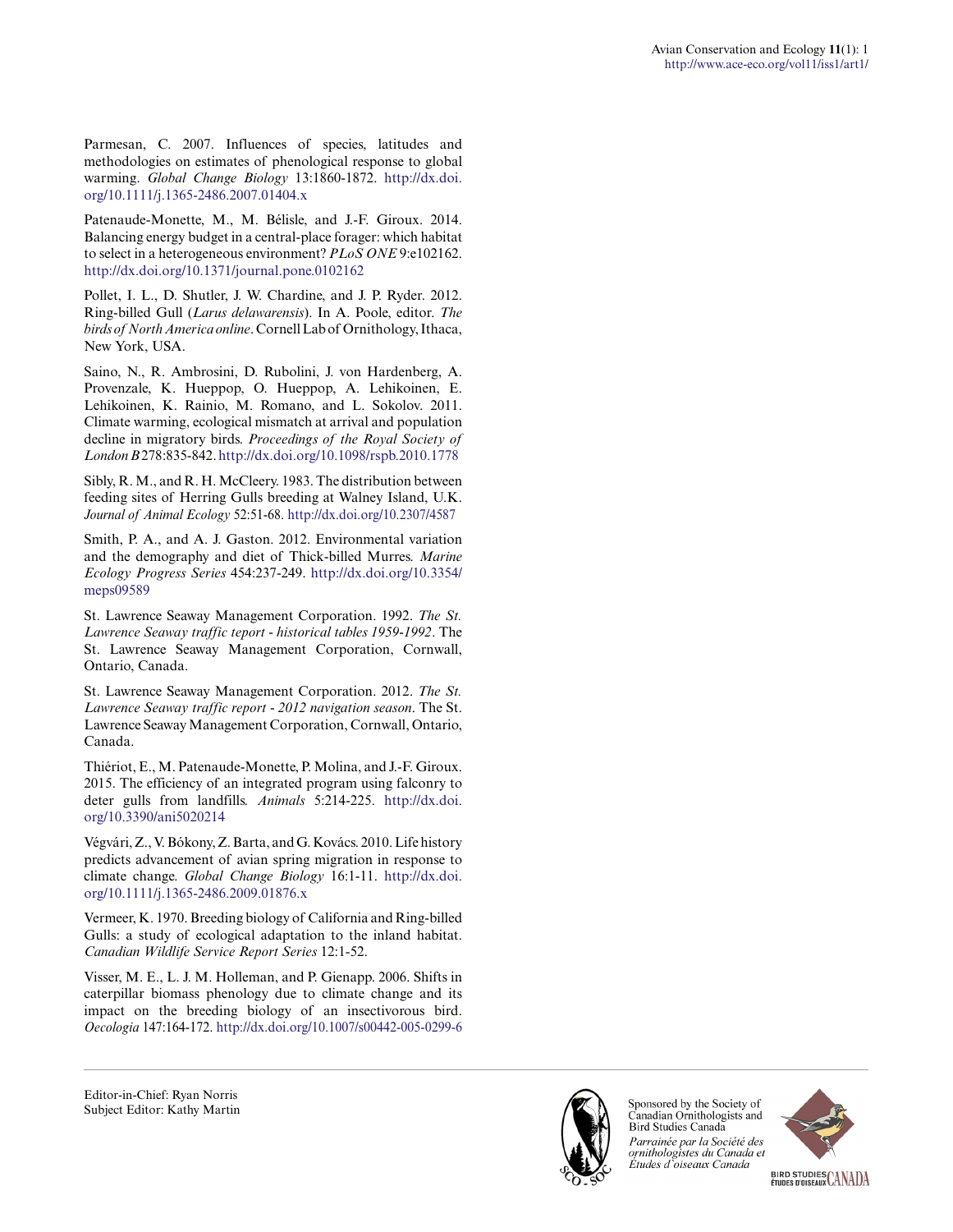Parmesan, C. 2007. Influences of species, latitudes and methodologies on estimates of phenological response to global warming. *Global Change Biology* 13:1860-1872. http://dx.doi.org/10.1111/j.1365-2486.2007.01404.x

Patenaude-Monette, M., M. Bélisle, and J.-F. Giroux. 2014. Balancing energy budget in a central-place forager: which habitat to select in a heterogeneous environment? *PLoS ONE* 9:e102162. http://dx.doi.org/10.1371/journal.pone.0102162

Pollet, I. L., D. Shutler, J. W. Chardine, and J. P. Ryder. 2012. Ring-billed Gull (*Larus delawarensis*). In A. Poole, editor. *The birds of North America online*. Cornell Lab of Ornithology, Ithaca, New York, USA.

Saino, N., R. Ambrosini, D. Rubolini, J. von Hardenberg, A. Provenzale, K. Hueppop, O. Hueppop, A. Lehikoinen, E. Lehikoinen, K. Rainio, M. Romano, and L. Sokolov. 2011. Climate warming, ecological mismatch at arrival and population decline in migratory birds. *Proceedings of the Royal Society of London B* 278:835-842. http://dx.doi.org/10.1098/rspb.2010.1778

Sibly, R. M., and R. H. McCleery. 1983. The distribution between feeding sites of Herring Gulls breeding at Walney Island, U.K. *Journal of Animal Ecology* 52:51-68. http://dx.doi.org/10.2307/4587

Smith, P. A., and A. J. Gaston. 2012. Environmental variation and the demography and diet of Thick-billed Murres. *Marine Ecology Progress Series* 454:237-249. http://dx.doi.org/10.3354/meps09589

St. Lawrence Seaway Management Corporation. 1992. *The St. Lawrence Seaway traffic teport - historical tables 1959-1992*. The St. Lawrence Seaway Management Corporation, Cornwall, Ontario, Canada.

St. Lawrence Seaway Management Corporation. 2012. *The St. Lawrence Seaway traffic report - 2012 navigation season*. The St. Lawrence Seaway Management Corporation, Cornwall, Ontario, Canada.

Thiériot, E., M. Patenaude-Monette, P. Molina, and J.-F. Giroux. 2015. The efficiency of an integrated program using falconry to deter gulls from landfills. *Animals* 5:214-225. http://dx.doi.org/10.3390/ani5020214

Végvári, Z., V. Bókony, Z. Barta, and G. Kovács. 2010. Life history predicts advancement of avian spring migration in response to climate change. *Global Change Biology* 16:1-11. http://dx.doi.org/10.1111/j.1365-2486.2009.01876.x

Vermeer, K. 1970. Breeding biology of California and Ring-billed Gulls: a study of ecological adaptation to the inland habitat. *Canadian Wildlife Service Report Series* 12:1-52.

Visser, M. E., L. J. M. Holleman, and P. Gienapp. 2006. Shifts in caterpillar biomass phenology due to climate change and its impact on the breeding biology of an insectivorous bird. *Oecologia* 147:164-172. http://dx.doi.org/10.1007/s00442-005-0299-6

Editor-in-Chief: Ryan Norris
Subject Editor: Kathy Martin

Sponsored by the Society of Canadian Ornithologists and Bird Studies Canada

*Parrainée par la Société des ornithologistes du Canada et Études d'oiseaux Canada*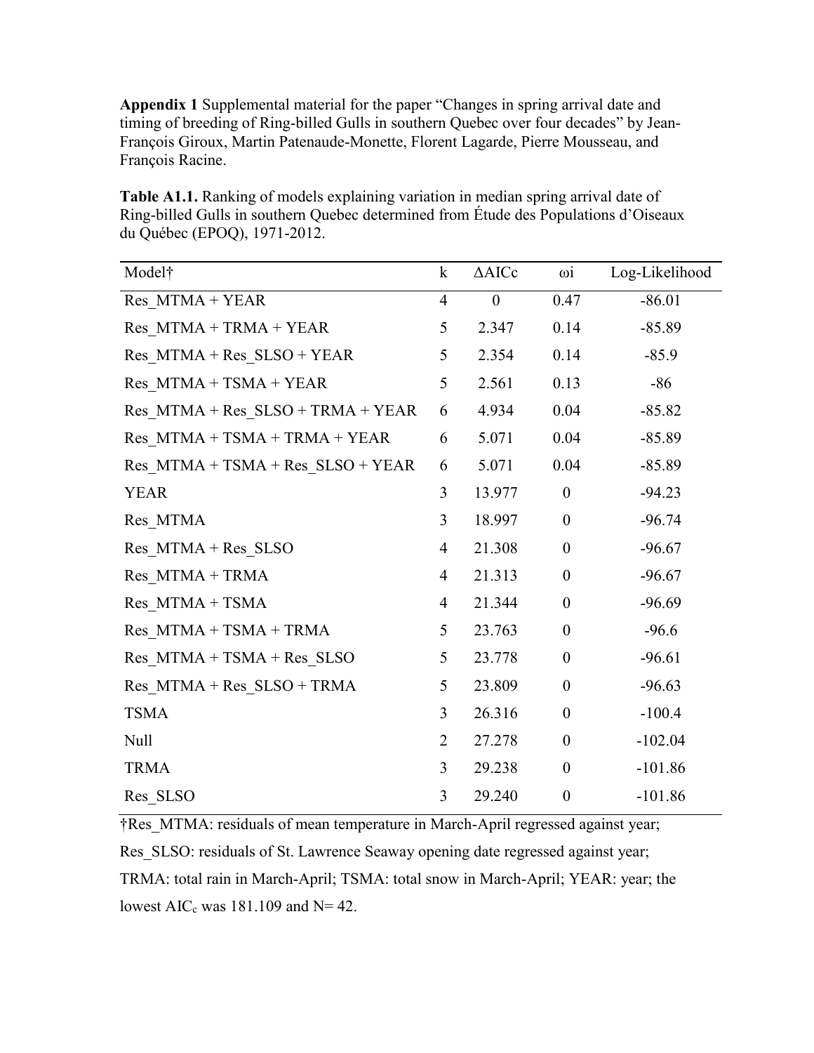**Appendix 1** Supplemental material for the paper “Changes in spring arrival date and timing of breeding of Ring-billed Gulls in southern Quebec over four decades” by Jean-François Giroux, Martin Patenaude-Monette, Florent Lagarde, Pierre Mousseau, and François Racine.

**Table A1.1.** Ranking of models explaining variation in median spring arrival date of Ring-billed Gulls in southern Quebec determined from Étude des Populations d’Oiseaux du Québec (EPOQ), 1971-2012.

| Model† | k | ΔAICc | ωi | Log-Likelihood |
|---|---|---|---|---|
| Res_MTMA + YEAR | 4 | 0 | 0.47 | -86.01 |
| Res_MTMA + TRMA + YEAR | 5 | 2.347 | 0.14 | -85.89 |
| Res_MTMA + Res_SLSO + YEAR | 5 | 2.354 | 0.14 | -85.9 |
| Res_MTMA + TSMA + YEAR | 5 | 2.561 | 0.13 | -86 |
| Res_MTMA + Res_SLSO + TRMA + YEAR | 6 | 4.934 | 0.04 | -85.82 |
| Res_MTMA + TSMA + TRMA + YEAR | 6 | 5.071 | 0.04 | -85.89 |
| Res_MTMA + TSMA + Res_SLSO + YEAR | 6 | 5.071 | 0.04 | -85.89 |
| YEAR | 3 | 13.977 | 0 | -94.23 |
| Res_MTMA | 3 | 18.997 | 0 | -96.74 |
| Res_MTMA + Res_SLSO | 4 | 21.308 | 0 | -96.67 |
| Res_MTMA + TRMA | 4 | 21.313 | 0 | -96.67 |
| Res_MTMA + TSMA | 4 | 21.344 | 0 | -96.69 |
| Res_MTMA + TSMA + TRMA | 5 | 23.763 | 0 | -96.6 |
| Res_MTMA + TSMA + Res_SLSO | 5 | 23.778 | 0 | -96.61 |
| Res_MTMA + Res_SLSO + TRMA | 5 | 23.809 | 0 | -96.63 |
| TSMA | 3 | 26.316 | 0 | -100.4 |
| Null | 2 | 27.278 | 0 | -102.04 |
| TRMA | 3 | 29.238 | 0 | -101.86 |
| Res_SLSO | 3 | 29.240 | 0 | -101.86 |

†Res_MTMA: residuals of mean temperature in March-April regressed against year; Res_SLSO: residuals of St. Lawrence Seaway opening date regressed against year; TRMA: total rain in March-April; TSMA: total snow in March-April; YEAR: year; the lowest $AIC_c$ was 181.109 and N= 42.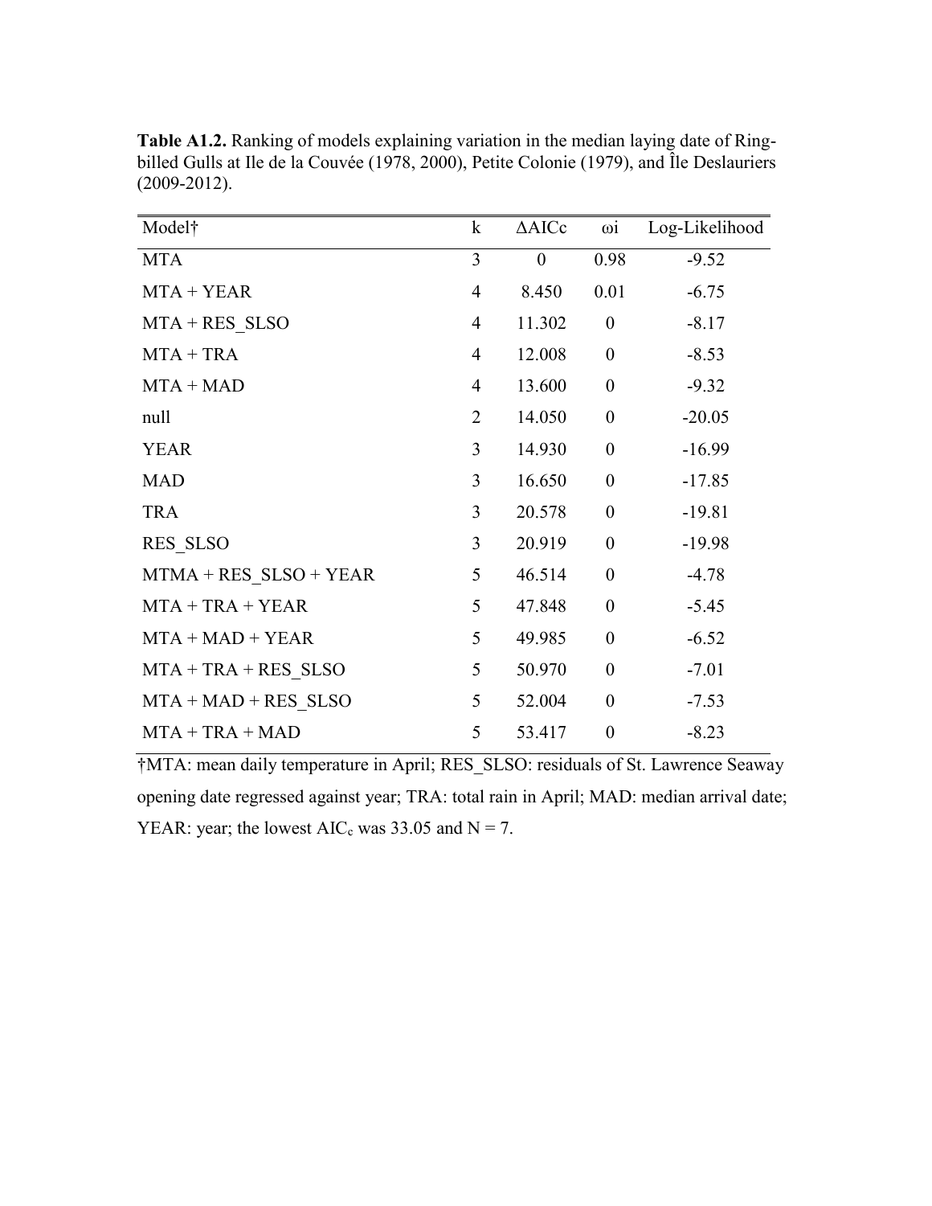**Table A1.2.** Ranking of models explaining variation in the median laying date of Ring-billed Gulls at Ile de la Couvée (1978, 2000), Petite Colonie (1979), and Île Deslauriers (2009-2012).

| Model† | k | ΔAICc | ωi | Log-Likelihood |
|---|---|---|---|---|
| MTA | 3 | 0 | 0.98 | -9.52 |
| MTA + YEAR | 4 | 8.450 | 0.01 | -6.75 |
| MTA + RES_SLSO | 4 | 11.302 | 0 | -8.17 |
| MTA + TRA | 4 | 12.008 | 0 | -8.53 |
| MTA + MAD | 4 | 13.600 | 0 | -9.32 |
| null | 2 | 14.050 | 0 | -20.05 |
| YEAR | 3 | 14.930 | 0 | -16.99 |
| MAD | 3 | 16.650 | 0 | -17.85 |
| TRA | 3 | 20.578 | 0 | -19.81 |
| RES_SLSO | 3 | 20.919 | 0 | -19.98 |
| MTMA + RES_SLSO + YEAR | 5 | 46.514 | 0 | -4.78 |
| MTA + TRA + YEAR | 5 | 47.848 | 0 | -5.45 |
| MTA + MAD + YEAR | 5 | 49.985 | 0 | -6.52 |
| MTA + TRA + RES_SLSO | 5 | 50.970 | 0 | -7.01 |
| MTA + MAD + RES_SLSO | 5 | 52.004 | 0 | -7.53 |
| MTA + TRA + MAD | 5 | 53.417 | 0 | -8.23 |

†MTA: mean daily temperature in April; RES_SLSO: residuals of St. Lawrence Seaway opening date regressed against year; TRA: total rain in April; MAD: median arrival date; YEAR: year; the lowest $AIC_c$ was 33.05 and N = 7.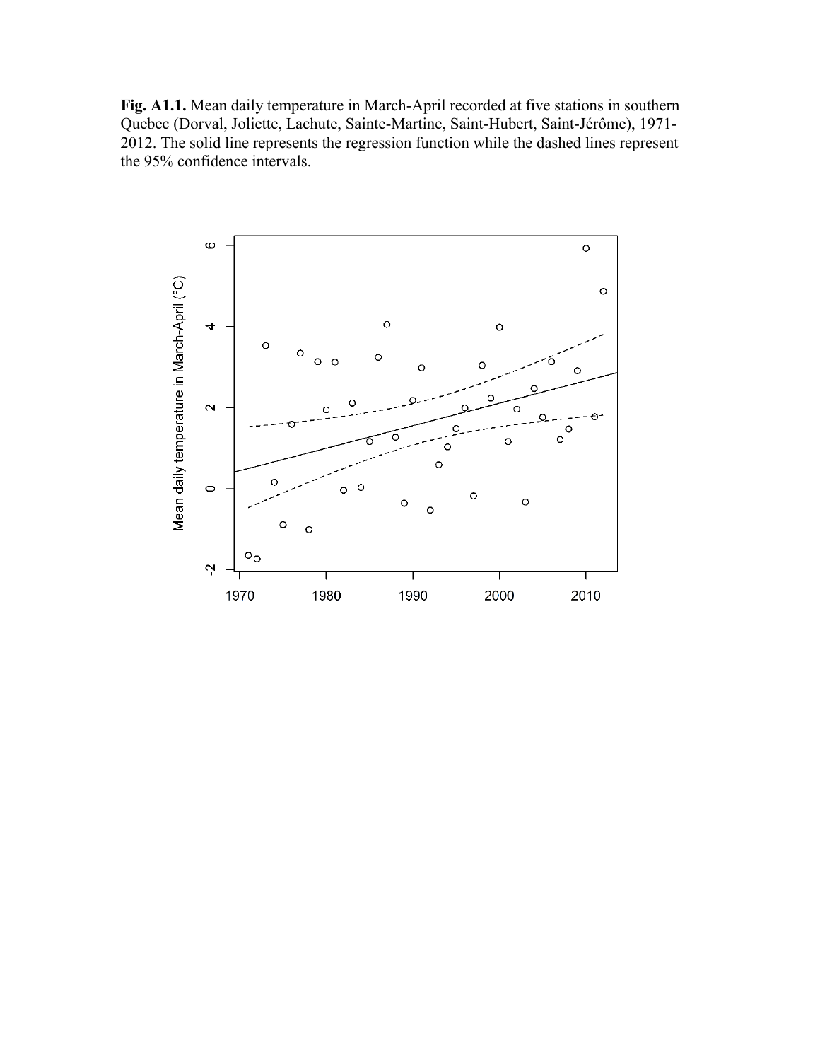**Fig. A1.1.** Mean daily temperature in March-April recorded at five stations in southern Quebec (Dorval, Joliette, Lachute, Sainte-Martine, Saint-Hubert, Saint-Jérôme), 1971-2012. The solid line represents the regression function while the dashed lines represent the 95% confidence intervals.

Mean daily temperature in March-April (°C)

6
4
2
0
-2

1970
1980
1990
2000
2010